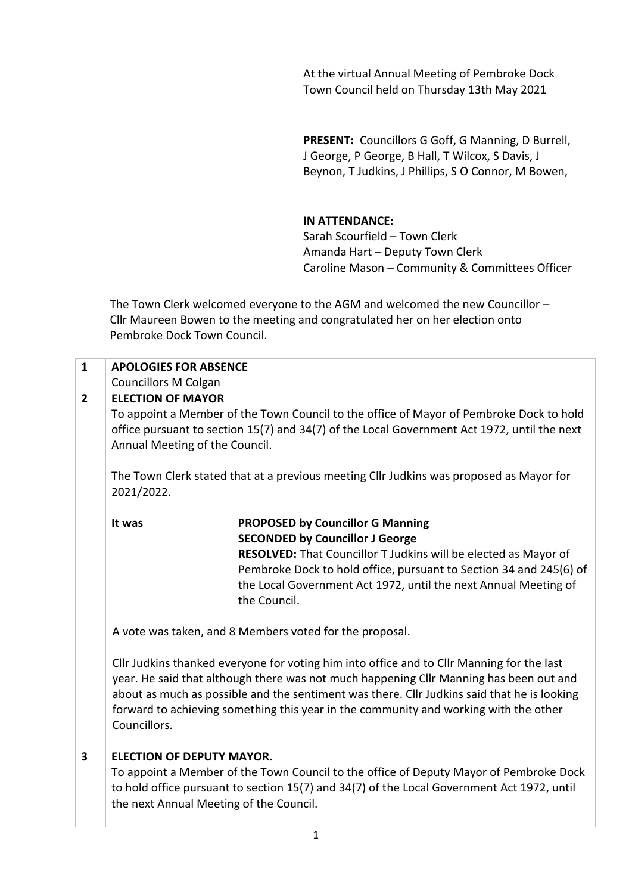At the virtual Annual Meeting of Pembroke Dock Town Council held on Thursday 13th May 2021

**PRESENT:** Councillors G Goff, G Manning, D Burrell, J George, P George, B Hall, T Wilcox, S Davis, J Beynon, T Judkins, J Phillips, S O Connor, M Bowen,

**IN ATTENDANCE:**
Sarah Scourfield – Town Clerk
Amanda Hart – Deputy Town Clerk
Caroline Mason – Community & Committees Officer

The Town Clerk welcomed everyone to the AGM and welcomed the new Councillor – Cllr Maureen Bowen to the meeting and congratulated her on her election onto Pembroke Dock Town Council.

**1 APOLOGIES FOR ABSENCE**

Councillors M Colgan

**2 ELECTION OF MAYOR**

To appoint a Member of the Town Council to the office of Mayor of Pembroke Dock to hold office pursuant to section 15(7) and 34(7) of the Local Government Act 1972, until the next Annual Meeting of the Council.

The Town Clerk stated that at a previous meeting Cllr Judkins was proposed as Mayor for 2021/2022.

It was **PROPOSED by Councillor G Manning**
**SECONDED by Councillor J George**
**RESOLVED:** That Councillor T Judkins will be elected as Mayor of Pembroke Dock to hold office, pursuant to Section 34 and 245(6) of the Local Government Act 1972, until the next Annual Meeting of the Council.

A vote was taken, and 8 Members voted for the proposal.

Cllr Judkins thanked everyone for voting him into office and to Cllr Manning for the last year. He said that although there was not much happening Cllr Manning has been out and about as much as possible and the sentiment was there. Cllr Judkins said that he is looking forward to achieving something this year in the community and working with the other Councillors.

**3 ELECTION OF DEPUTY MAYOR.**

To appoint a Member of the Town Council to the office of Deputy Mayor of Pembroke Dock to hold office pursuant to section 15(7) and 34(7) of the Local Government Act 1972, until the next Annual Meeting of the Council.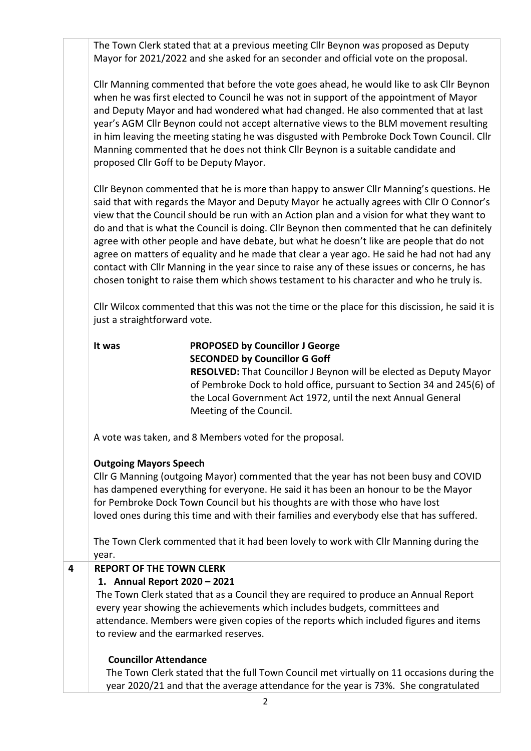The Town Clerk stated that at a previous meeting Cllr Beynon was proposed as Deputy Mayor for 2021/2022 and she asked for an seconder and official vote on the proposal.

Cllr Manning commented that before the vote goes ahead, he would like to ask Cllr Beynon when he was first elected to Council he was not in support of the appointment of Mayor and Deputy Mayor and had wondered what had changed. He also commented that at last year's AGM Cllr Beynon could not accept alternative views to the BLM movement resulting in him leaving the meeting stating he was disgusted with Pembroke Dock Town Council. Cllr Manning commented that he does not think Cllr Beynon is a suitable candidate and proposed Cllr Goff to be Deputy Mayor.

Cllr Beynon commented that he is more than happy to answer Cllr Manning's questions. He said that with regards the Mayor and Deputy Mayor he actually agrees with Cllr O Connor's view that the Council should be run with an Action plan and a vision for what they want to do and that is what the Council is doing. Cllr Beynon then commented that he can definitely agree with other people and have debate, but what he doesn't like are people that do not agree on matters of equality and he made that clear a year ago. He said he had not had any contact with Cllr Manning in the year since to raise any of these issues or concerns, he has chosen tonight to raise them which shows testament to his character and who he truly is.

Cllr Wilcox commented that this was not the time or the place for this discission, he said it is just a straightforward vote.

It was **PROPOSED by Councillor J George**
**SECONDED by Councillor G Goff**
**RESOLVED:** That Councillor J Beynon will be elected as Deputy Mayor of Pembroke Dock to hold office, pursuant to Section 34 and 245(6) of the Local Government Act 1972, until the next Annual General Meeting of the Council.

A vote was taken, and 8 Members voted for the proposal.

**Outgoing Mayors Speech**

Cllr G Manning (outgoing Mayor) commented that the year has not been busy and COVID has dampened everything for everyone. He said it has been an honour to be the Mayor for Pembroke Dock Town Council but his thoughts are with those who have lost loved ones during this time and with their families and everybody else that has suffered.

The Town Clerk commented that it had been lovely to work with Cllr Manning during the year.

## 4 REPORT OF THE TOWN CLERK

### 1. Annual Report 2020 – 2021

The Town Clerk stated that as a Council they are required to produce an Annual Report every year showing the achievements which includes budgets, committees and attendance. Members were given copies of the reports which included figures and items to review and the earmarked reserves.

**Councillor Attendance**

The Town Clerk stated that the full Town Council met virtually on 11 occasions during the year 2020/21 and that the average attendance for the year is 73%. She congratulated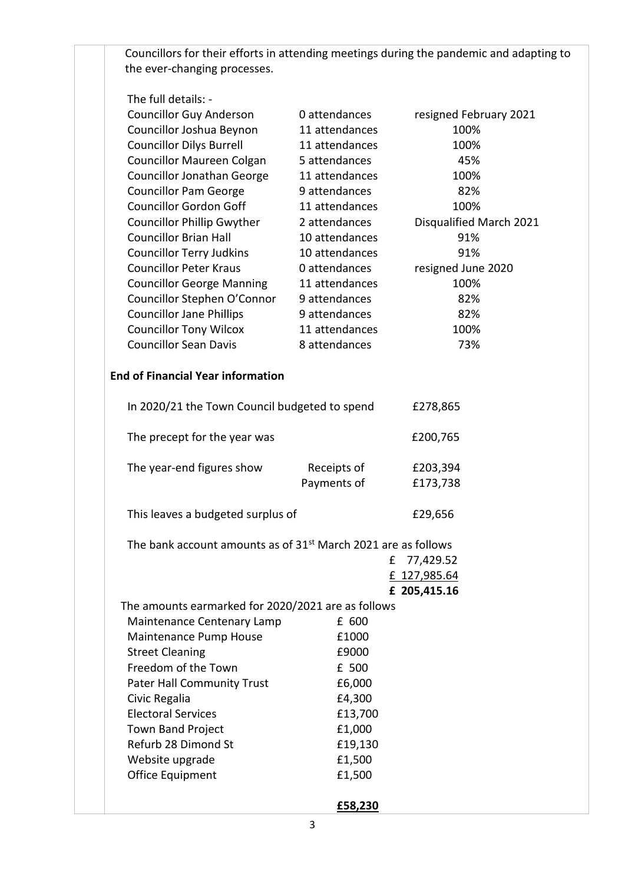Councillors for their efforts in attending meetings during the pandemic and adapting to the ever-changing processes.

The full details: -

| | | |
|---|---|---|
| Councillor Guy Anderson | 0 attendances | resigned February 2021 |
| Councillor Joshua Beynon | 11 attendances | 100% |
| Councillor Dilys Burrell | 11 attendances | 100% |
| Councillor Maureen Colgan | 5 attendances | 45% |
| Councillor Jonathan George | 11 attendances | 100% |
| Councillor Pam George | 9 attendances | 82% |
| Councillor Gordon Goff | 11 attendances | 100% |
| Councillor Phillip Gwyther | 2 attendances | Disqualified March 2021 |
| Councillor Brian Hall | 10 attendances | 91% |
| Councillor Terry Judkins | 10 attendances | 91% |
| Councillor Peter Kraus | 0 attendances | resigned June 2020 |
| Councillor George Manning | 11 attendances | 100% |
| Councillor Stephen O'Connor | 9 attendances | 82% |
| Councillor Jane Phillips | 9 attendances | 82% |
| Councillor Tony Wilcox | 11 attendances | 100% |
| Councillor Sean Davis | 8 attendances | 73% |

**End of Financial Year information**

| | | |
|---|---|---|
| In 2020/21 the Town Council budgeted to spend | | £278,865 |
| The precept for the year was | | £200,765 |
| The year-end figures show | Receipts of | £203,394 |
| | Payments of | £173,738 |
| This leaves a budgeted surplus of | | £29,656 |

The bank account amounts as of 31st March 2021 are as follows

£ 77,429.52
£ 127,985.64
**£ 205,415.16**

The amounts earmarked for 2020/2021 are as follows

| | |
|---|---|
| Maintenance Centenary Lamp | £ 600 |
| Maintenance Pump House | £1000 |
| Street Cleaning | £9000 |
| Freedom of the Town | £ 500 |
| Pater Hall Community Trust | £6,000 |
| Civic Regalia | £4,300 |
| Electoral Services | £13,700 |
| Town Band Project | £1,000 |
| Refurb 28 Dimond St | £19,130 |
| Website upgrade | £1,500 |
| Office Equipment | £1,500 |
| | **£58,230** |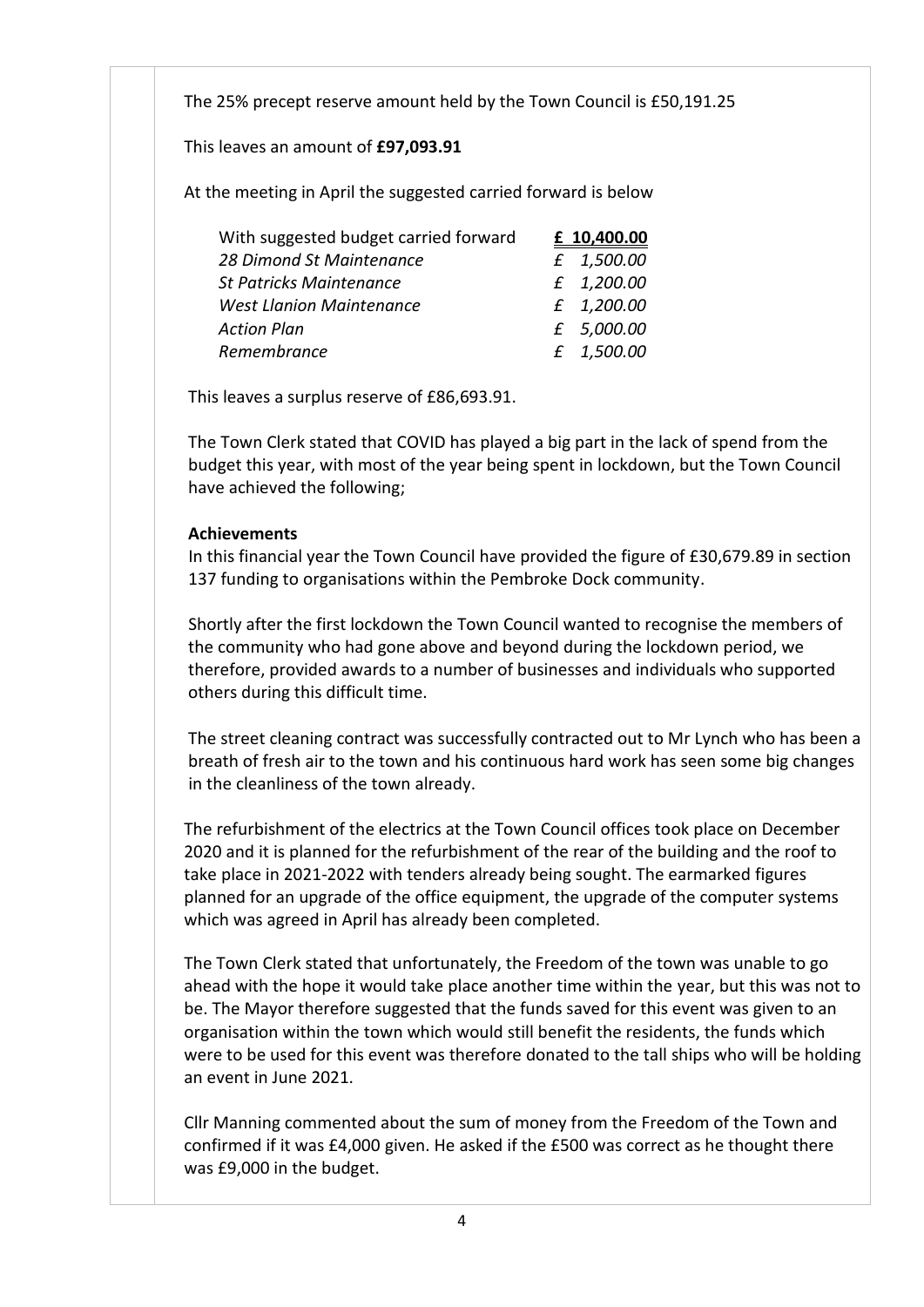The 25% precept reserve amount held by the Town Council is £50,191.25

This leaves an amount of **£97,093.91**

At the meeting in April the suggested carried forward is below

| With suggested budget carried forward | **£ 10,400.00** |
|---|---|
| *28 Dimond St Maintenance* | *£ 1,500.00* |
| *St Patricks Maintenance* | *£ 1,200.00* |
| *West Llanion Maintenance* | *£ 1,200.00* |
| *Action Plan* | *£ 5,000.00* |
| *Remembrance* | *£ 1,500.00* |

This leaves a surplus reserve of £86,693.91.

The Town Clerk stated that COVID has played a big part in the lack of spend from the budget this year, with most of the year being spent in lockdown, but the Town Council have achieved the following;

**Achievements**

In this financial year the Town Council have provided the figure of £30,679.89 in section 137 funding to organisations within the Pembroke Dock community.

Shortly after the first lockdown the Town Council wanted to recognise the members of the community who had gone above and beyond during the lockdown period, we therefore, provided awards to a number of businesses and individuals who supported others during this difficult time.

The street cleaning contract was successfully contracted out to Mr Lynch who has been a breath of fresh air to the town and his continuous hard work has seen some big changes in the cleanliness of the town already.

The refurbishment of the electrics at the Town Council offices took place on December 2020 and it is planned for the refurbishment of the rear of the building and the roof to take place in 2021-2022 with tenders already being sought. The earmarked figures planned for an upgrade of the office equipment, the upgrade of the computer systems which was agreed in April has already been completed.

The Town Clerk stated that unfortunately, the Freedom of the town was unable to go ahead with the hope it would take place another time within the year, but this was not to be. The Mayor therefore suggested that the funds saved for this event was given to an organisation within the town which would still benefit the residents, the funds which were to be used for this event was therefore donated to the tall ships who will be holding an event in June 2021.

Cllr Manning commented about the sum of money from the Freedom of the Town and confirmed if it was £4,000 given. He asked if the £500 was correct as he thought there was £9,000 in the budget.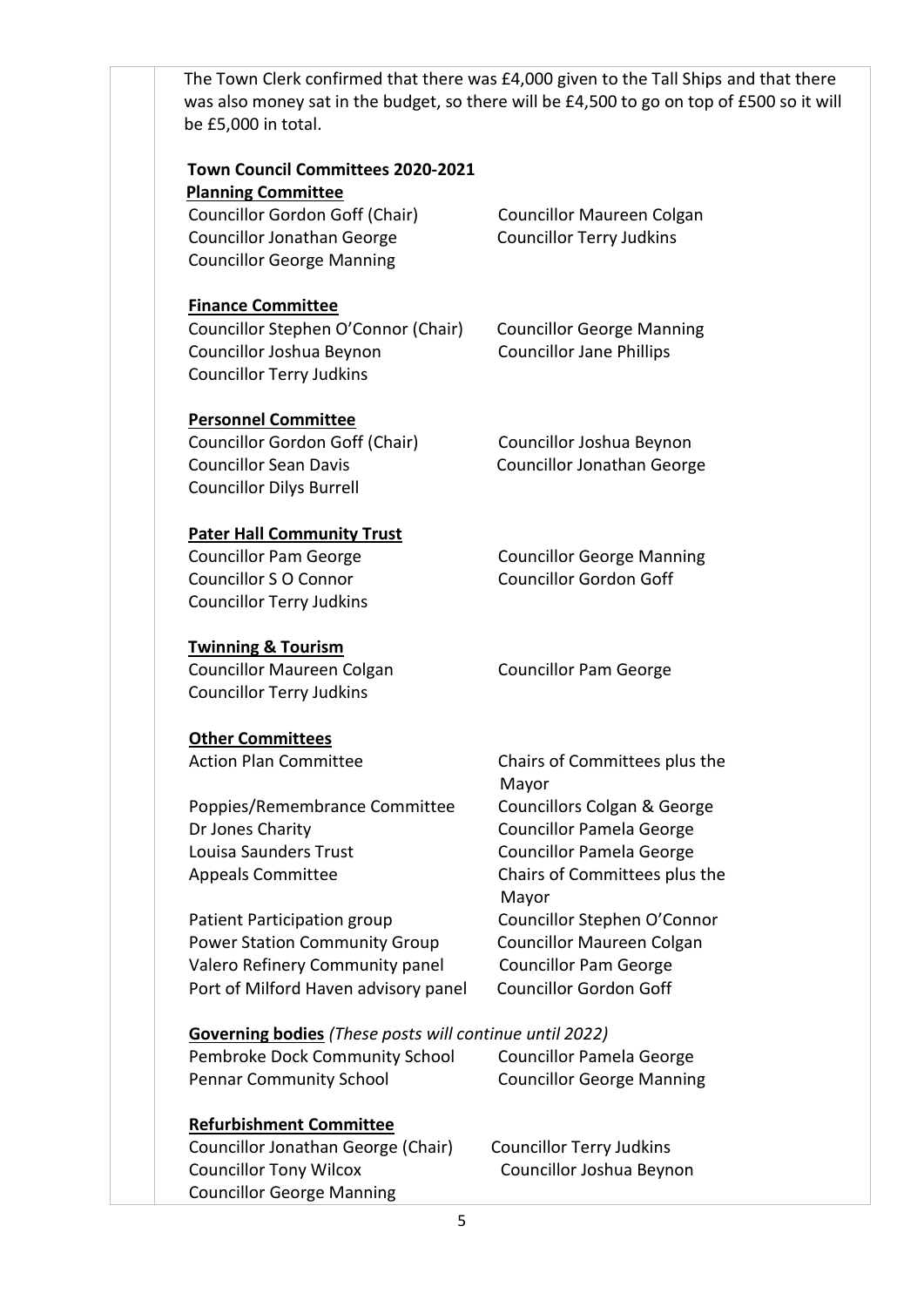The Town Clerk confirmed that there was £4,000 given to the Tall Ships and that there was also money sat in the budget, so there will be £4,500 to go on top of £500 so it will be £5,000 in total.

**Town Council Committees 2020-2021**

**Planning Committee**

Councillor Gordon Goff (Chair)
Councillor Maureen Colgan
Councillor Jonathan George
Councillor Terry Judkins
Councillor George Manning

**Finance Committee**

Councillor Stephen O'Connor (Chair)
Councillor George Manning
Councillor Joshua Beynon
Councillor Jane Phillips
Councillor Terry Judkins

**Personnel Committee**

Councillor Gordon Goff (Chair)
Councillor Joshua Beynon
Councillor Sean Davis
Councillor Jonathan George
Councillor Dilys Burrell

**Pater Hall Community Trust**

Councillor Pam George
Councillor George Manning
Councillor S O Connor
Councillor Gordon Goff
Councillor Terry Judkins

**Twinning & Tourism**

Councillor Maureen Colgan
Councillor Pam George
Councillor Terry Judkins

**Other Committees**

| | |
|---|---|
| Action Plan Committee | Chairs of Committees plus the Mayor |
| Poppies/Remembrance Committee | Councillors Colgan & George |
| Dr Jones Charity | Councillor Pamela George |
| Louisa Saunders Trust | Councillor Pamela George |
| Appeals Committee | Chairs of Committees plus the Mayor |
| Patient Participation group | Councillor Stephen O'Connor |
| Power Station Community Group | Councillor Maureen Colgan |
| Valero Refinery Community panel | Councillor Pam George |
| Port of Milford Haven advisory panel | Councillor Gordon Goff |

**Governing bodies** *(These posts will continue until 2022)*

| | |
|---|---|
| Pembroke Dock Community School | Councillor Pamela George |
| Pennar Community School | Councillor George Manning |

**Refurbishment Committee**

Councillor Jonathan George (Chair)
Councillor Terry Judkins
Councillor Tony Wilcox
Councillor Joshua Beynon
Councillor George Manning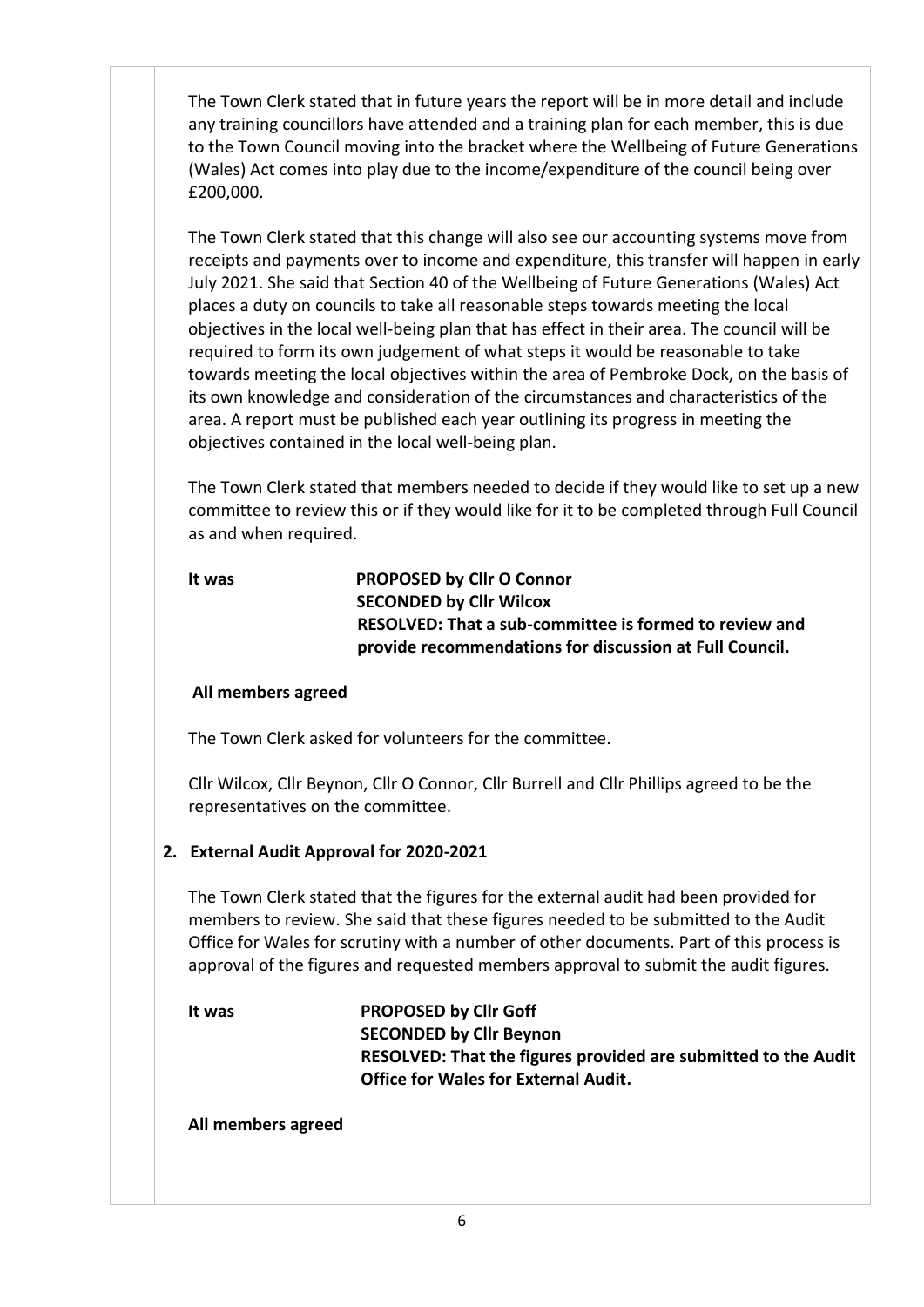The Town Clerk stated that in future years the report will be in more detail and include any training councillors have attended and a training plan for each member, this is due to the Town Council moving into the bracket where the Wellbeing of Future Generations (Wales) Act comes into play due to the income/expenditure of the council being over £200,000.

The Town Clerk stated that this change will also see our accounting systems move from receipts and payments over to income and expenditure, this transfer will happen in early July 2021. She said that Section 40 of the Wellbeing of Future Generations (Wales) Act places a duty on councils to take all reasonable steps towards meeting the local objectives in the local well-being plan that has effect in their area. The council will be required to form its own judgement of what steps it would be reasonable to take towards meeting the local objectives within the area of Pembroke Dock, on the basis of its own knowledge and consideration of the circumstances and characteristics of the area. A report must be published each year outlining its progress in meeting the objectives contained in the local well-being plan.

The Town Clerk stated that members needed to decide if they would like to set up a new committee to review this or if they would like for it to be completed through Full Council as and when required.

**It was** **PROPOSED by Cllr O Connor**
**SECONDED by Cllr Wilcox**
**RESOLVED: That a sub-committee is formed to review and provide recommendations for discussion at Full Council.**

**All members agreed**

The Town Clerk asked for volunteers for the committee.

Cllr Wilcox, Cllr Beynon, Cllr O Connor, Cllr Burrell and Cllr Phillips agreed to be the representatives on the committee.

**2. External Audit Approval for 2020-2021**

The Town Clerk stated that the figures for the external audit had been provided for members to review. She said that these figures needed to be submitted to the Audit Office for Wales for scrutiny with a number of other documents. Part of this process is approval of the figures and requested members approval to submit the audit figures.

**It was** **PROPOSED by Cllr Goff**
**SECONDED by Cllr Beynon**
**RESOLVED: That the figures provided are submitted to the Audit Office for Wales for External Audit.**

**All members agreed**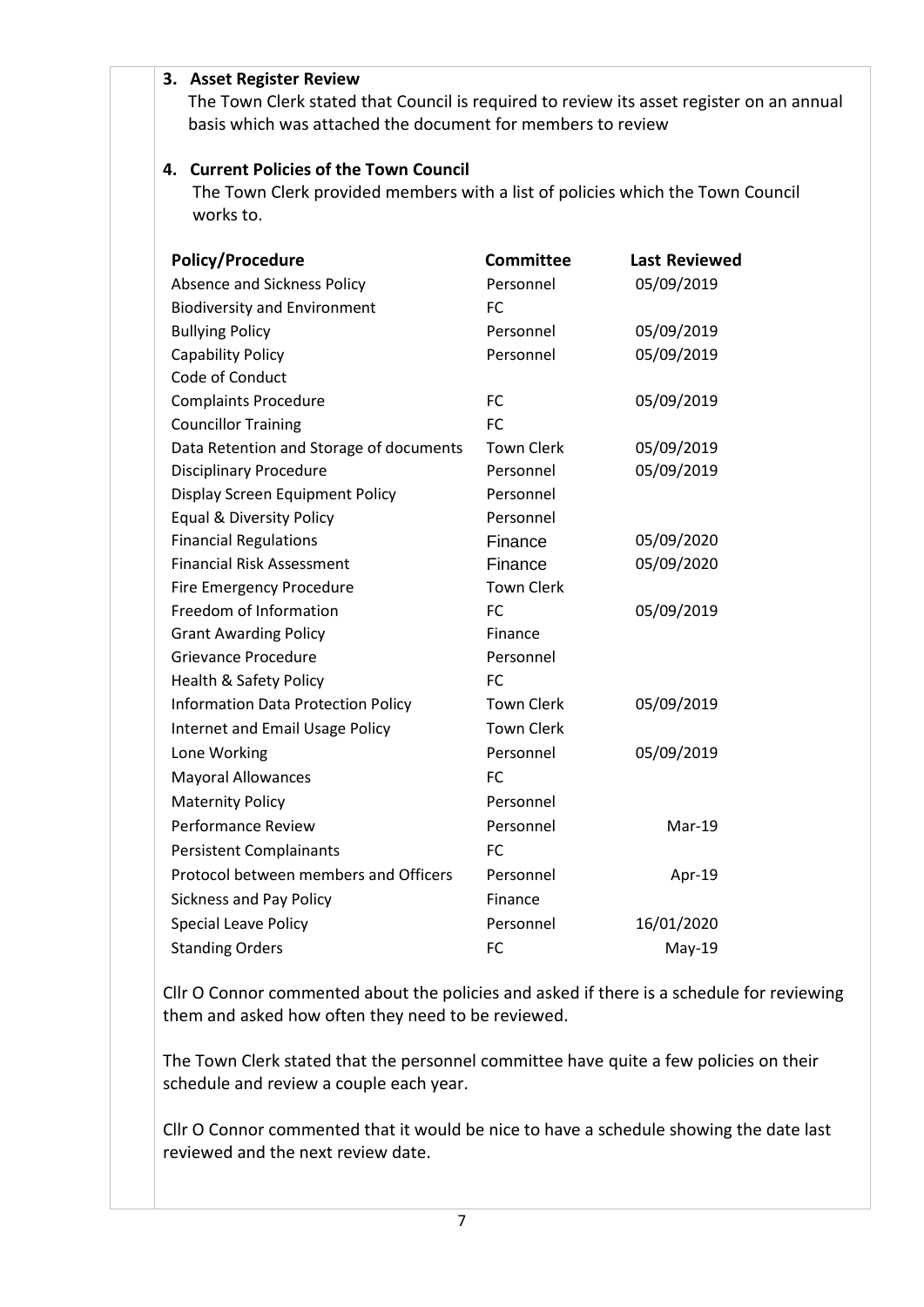3. **Asset Register Review**

   The Town Clerk stated that Council is required to review its asset register on an annual basis which was attached the document for members to review

4. **Current Policies of the Town Council**

   The Town Clerk provided members with a list of policies which the Town Council works to.

| Policy/Procedure | Committee | Last Reviewed |
|---|---|---|
| Absence and Sickness Policy | Personnel | 05/09/2019 |
| Biodiversity and Environment | FC | |
| Bullying Policy | Personnel | 05/09/2019 |
| Capability Policy | Personnel | 05/09/2019 |
| Code of Conduct | | |
| Complaints Procedure | FC | 05/09/2019 |
| Councillor Training | FC | |
| Data Retention and Storage of documents | Town Clerk | 05/09/2019 |
| Disciplinary Procedure | Personnel | 05/09/2019 |
| Display Screen Equipment Policy | Personnel | |
| Equal & Diversity Policy | Personnel | |
| Financial Regulations | Finance | 05/09/2020 |
| Financial Risk Assessment | Finance | 05/09/2020 |
| Fire Emergency Procedure | Town Clerk | |
| Freedom of Information | FC | 05/09/2019 |
| Grant Awarding Policy | Finance | |
| Grievance Procedure | Personnel | |
| Health & Safety Policy | FC | |
| Information Data Protection Policy | Town Clerk | 05/09/2019 |
| Internet and Email Usage Policy | Town Clerk | |
| Lone Working | Personnel | 05/09/2019 |
| Mayoral Allowances | FC | |
| Maternity Policy | Personnel | |
| Performance Review | Personnel | Mar-19 |
| Persistent Complainants | FC | |
| Protocol between members and Officers | Personnel | Apr-19 |
| Sickness and Pay Policy | Finance | |
| Special Leave Policy | Personnel | 16/01/2020 |
| Standing Orders | FC | May-19 |

Cllr O Connor commented about the policies and asked if there is a schedule for reviewing them and asked how often they need to be reviewed.

The Town Clerk stated that the personnel committee have quite a few policies on their schedule and review a couple each year.

Cllr O Connor commented that it would be nice to have a schedule showing the date last reviewed and the next review date.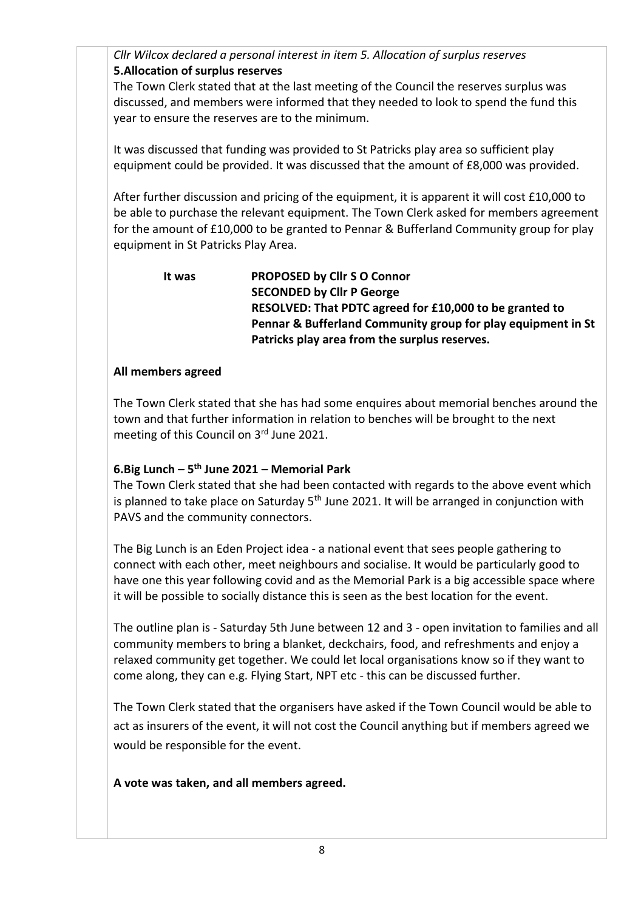*Cllr Wilcox declared a personal interest in item 5. Allocation of surplus reserves*

**5.Allocation of surplus reserves**

The Town Clerk stated that at the last meeting of the Council the reserves surplus was discussed, and members were informed that they needed to look to spend the fund this year to ensure the reserves are to the minimum.

It was discussed that funding was provided to St Patricks play area so sufficient play equipment could be provided. It was discussed that the amount of £8,000 was provided.

After further discussion and pricing of the equipment, it is apparent it will cost £10,000 to be able to purchase the relevant equipment. The Town Clerk asked for members agreement for the amount of £10,000 to be granted to Pennar & Bufferland Community group for play equipment in St Patricks Play Area.

**It was** **PROPOSED by Cllr S O Connor**
**SECONDED by Cllr P George**
**RESOLVED: That PDTC agreed for £10,000 to be granted to Pennar & Bufferland Community group for play equipment in St Patricks play area from the surplus reserves.**

**All members agreed**

The Town Clerk stated that she has had some enquires about memorial benches around the town and that further information in relation to benches will be brought to the next meeting of this Council on 3rd June 2021.

**6.Big Lunch – 5th June 2021 – Memorial Park**

The Town Clerk stated that she had been contacted with regards to the above event which is planned to take place on Saturday 5th June 2021. It will be arranged in conjunction with PAVS and the community connectors.

The Big Lunch is an Eden Project idea - a national event that sees people gathering to connect with each other, meet neighbours and socialise. It would be particularly good to have one this year following covid and as the Memorial Park is a big accessible space where it will be possible to socially distance this is seen as the best location for the event.

The outline plan is - Saturday 5th June between 12 and 3 - open invitation to families and all community members to bring a blanket, deckchairs, food, and refreshments and enjoy a relaxed community get together. We could let local organisations know so if they want to come along, they can e.g. Flying Start, NPT etc - this can be discussed further.

The Town Clerk stated that the organisers have asked if the Town Council would be able to act as insurers of the event, it will not cost the Council anything but if members agreed we would be responsible for the event.

**A vote was taken, and all members agreed.**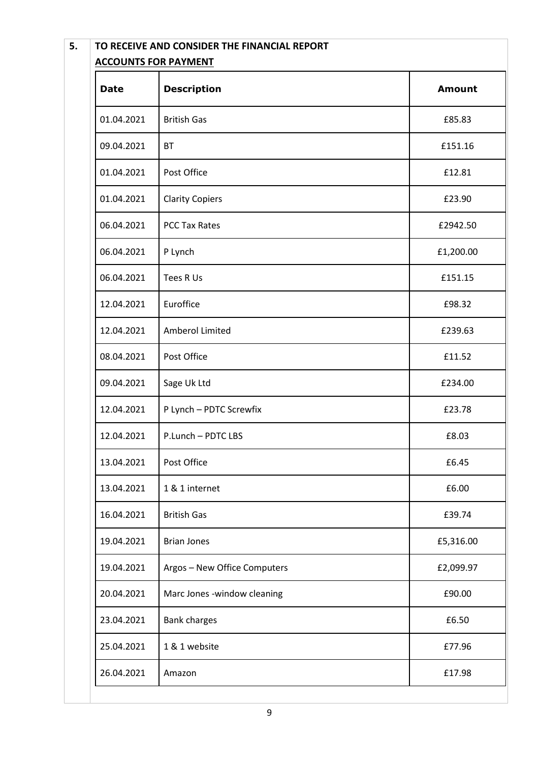## 5. TO RECEIVE AND CONSIDER THE FINANCIAL REPORT

**ACCOUNTS FOR PAYMENT**

| Date | Description | Amount |
|---|---|---|
| 01.04.2021 | British Gas | £85.83 |
| 09.04.2021 | BT | £151.16 |
| 01.04.2021 | Post Office | £12.81 |
| 01.04.2021 | Clarity Copiers | £23.90 |
| 06.04.2021 | PCC Tax Rates | £2942.50 |
| 06.04.2021 | P Lynch | £1,200.00 |
| 06.04.2021 | Tees R Us | £151.15 |
| 12.04.2021 | Euroffice | £98.32 |
| 12.04.2021 | Amberol Limited | £239.63 |
| 08.04.2021 | Post Office | £11.52 |
| 09.04.2021 | Sage Uk Ltd | £234.00 |
| 12.04.2021 | P Lynch – PDTC Screwfix | £23.78 |
| 12.04.2021 | P.Lunch – PDTC LBS | £8.03 |
| 13.04.2021 | Post Office | £6.45 |
| 13.04.2021 | 1 & 1 internet | £6.00 |
| 16.04.2021 | British Gas | £39.74 |
| 19.04.2021 | Brian Jones | £5,316.00 |
| 19.04.2021 | Argos – New Office Computers | £2,099.97 |
| 20.04.2021 | Marc Jones -window cleaning | £90.00 |
| 23.04.2021 | Bank charges | £6.50 |
| 25.04.2021 | 1 & 1 website | £77.96 |
| 26.04.2021 | Amazon | £17.98 |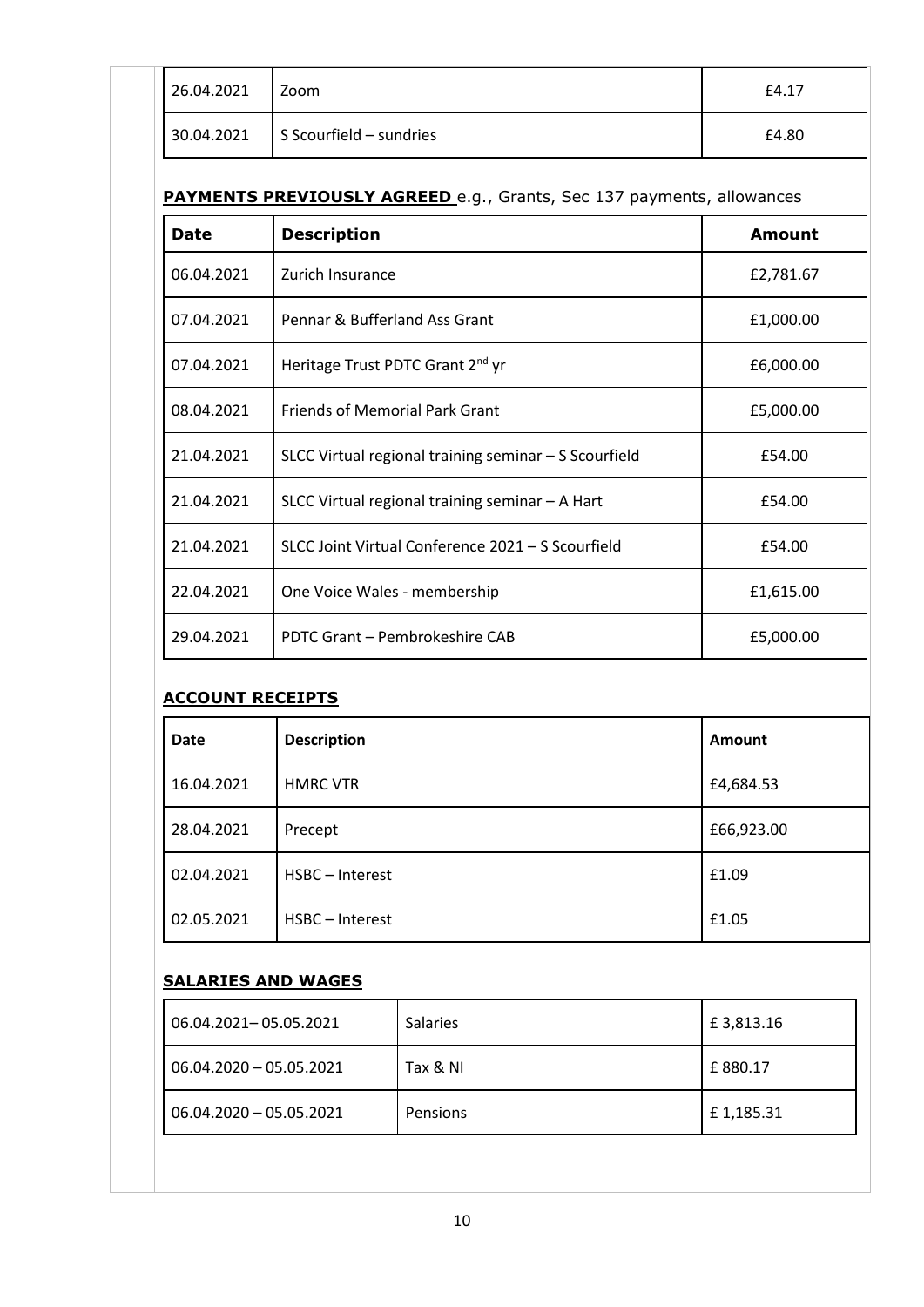| | | |
|---|---|---|
| 26.04.2021 | Zoom | £4.17 |
| 30.04.2021 | S Scourfield – sundries | £4.80 |

**PAYMENTS PREVIOUSLY AGREED** e.g., Grants, Sec 137 payments, allowances

| Date | Description | Amount |
|---|---|---|
| 06.04.2021 | Zurich Insurance | £2,781.67 |
| 07.04.2021 | Pennar & Bufferland Ass Grant | £1,000.00 |
| 07.04.2021 | Heritage Trust PDTC Grant 2nd yr | £6,000.00 |
| 08.04.2021 | Friends of Memorial Park Grant | £5,000.00 |
| 21.04.2021 | SLCC Virtual regional training seminar – S Scourfield | £54.00 |
| 21.04.2021 | SLCC Virtual regional training seminar – A Hart | £54.00 |
| 21.04.2021 | SLCC Joint Virtual Conference 2021 – S Scourfield | £54.00 |
| 22.04.2021 | One Voice Wales - membership | £1,615.00 |
| 29.04.2021 | PDTC Grant – Pembrokeshire CAB | £5,000.00 |

**ACCOUNT RECEIPTS**

| Date | Description | Amount |
|---|---|---|
| 16.04.2021 | HMRC VTR | £4,684.53 |
| 28.04.2021 | Precept | £66,923.00 |
| 02.04.2021 | HSBC – Interest | £1.09 |
| 02.05.2021 | HSBC – Interest | £1.05 |

**SALARIES AND WAGES**

| | | |
|---|---|---|
| 06.04.2021– 05.05.2021 | Salaries | £ 3,813.16 |
| 06.04.2020 – 05.05.2021 | Tax & NI | £ 880.17 |
| 06.04.2020 – 05.05.2021 | Pensions | £ 1,185.31 |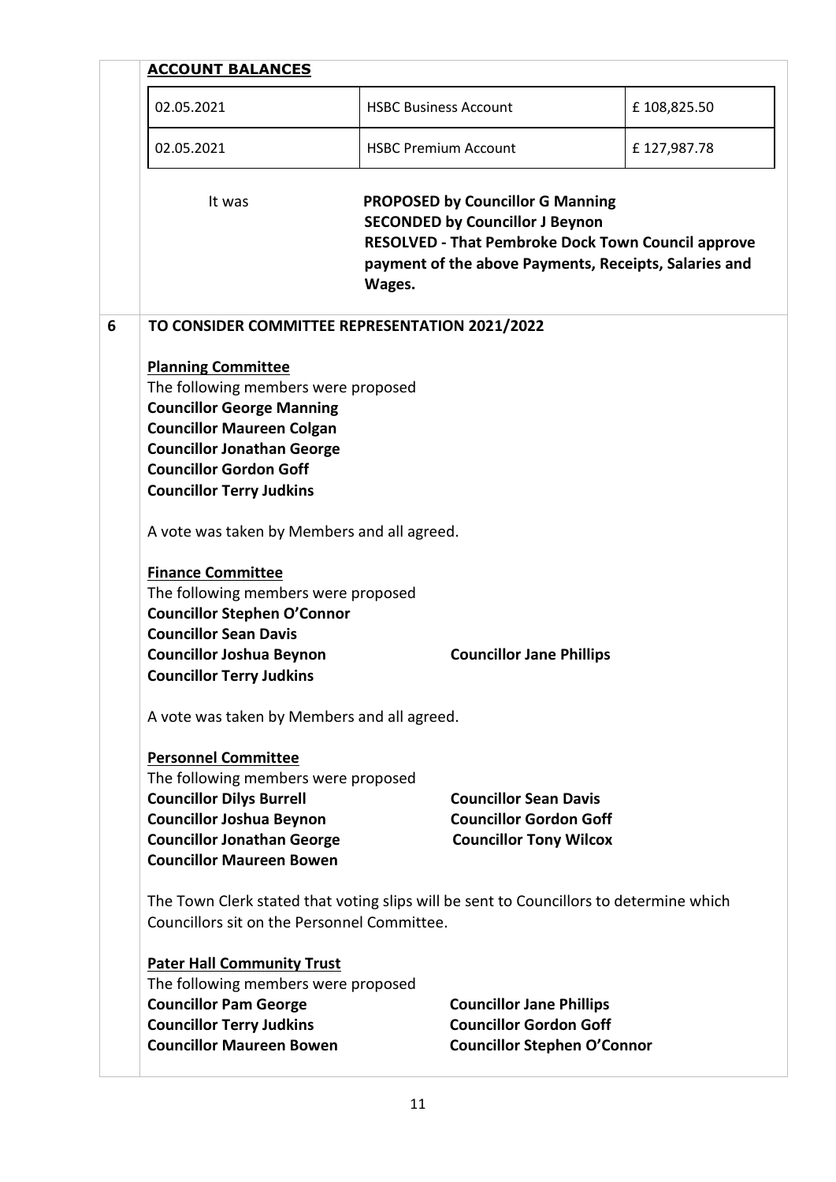**ACCOUNT BALANCES**

| 02.05.2021 | HSBC Business Account | £ 108,825.50 |
| --- | --- | --- |
| 02.05.2021 | HSBC Premium Account | £ 127,987.78 |

It was **PROPOSED by Councillor G Manning**
**SECONDED by Councillor J Beynon**
**RESOLVED - That Pembroke Dock Town Council approve payment of the above Payments, Receipts, Salaries and Wages.**

## 6 TO CONSIDER COMMITTEE REPRESENTATION 2021/2022

**Planning Committee**

The following members were proposed

**Councillor George Manning**
**Councillor Maureen Colgan**
**Councillor Jonathan George**
**Councillor Gordon Goff**
**Councillor Terry Judkins**

A vote was taken by Members and all agreed.

**Finance Committee**

The following members were proposed

**Councillor Stephen O'Connor**
**Councillor Sean Davis**
**Councillor Joshua Beynon**
**Councillor Jane Phillips**
**Councillor Terry Judkins**

A vote was taken by Members and all agreed.

**Personnel Committee**

The following members were proposed

**Councillor Dilys Burrell**
**Councillor Sean Davis**
**Councillor Joshua Beynon**
**Councillor Gordon Goff**
**Councillor Jonathan George**
**Councillor Tony Wilcox**
**Councillor Maureen Bowen**

The Town Clerk stated that voting slips will be sent to Councillors to determine which Councillors sit on the Personnel Committee.

**Pater Hall Community Trust**

The following members were proposed

**Councillor Pam George**
**Councillor Jane Phillips**
**Councillor Terry Judkins**
**Councillor Gordon Goff**
**Councillor Maureen Bowen**
**Councillor Stephen O'Connor**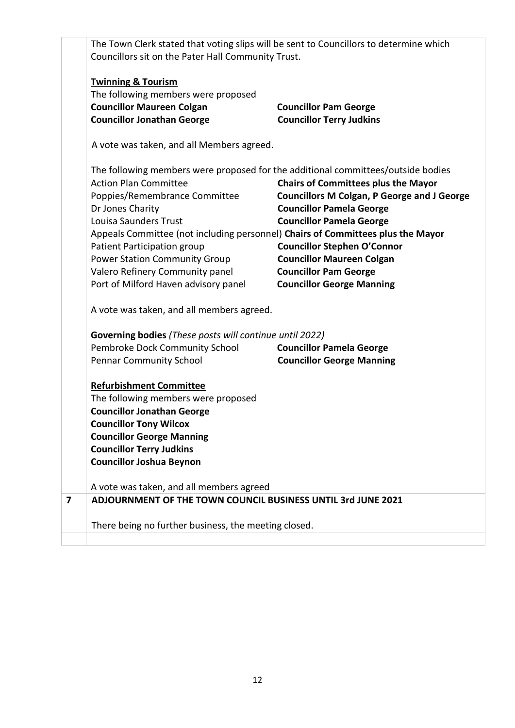The Town Clerk stated that voting slips will be sent to Councillors to determine which Councillors sit on the Pater Hall Community Trust.

**Twinning & Tourism**

The following members were proposed

| | |
|---|---|
| **Councillor Maureen Colgan** | **Councillor Pam George** |
| **Councillor Jonathan George** | **Councillor Terry Judkins** |

A vote was taken, and all Members agreed.

The following members were proposed for the additional committees/outside bodies

| | |
|---|---|
| Action Plan Committee | **Chairs of Committees plus the Mayor** |
| Poppies/Remembrance Committee | **Councillors M Colgan, P George and J George** |
| Dr Jones Charity | **Councillor Pamela George** |
| Louisa Saunders Trust | **Councillor Pamela George** |
| Appeals Committee (not including personnel) | **Chairs of Committees plus the Mayor** |
| Patient Participation group | **Councillor Stephen O'Connor** |
| Power Station Community Group | **Councillor Maureen Colgan** |
| Valero Refinery Community panel | **Councillor Pam George** |
| Port of Milford Haven advisory panel | **Councillor George Manning** |

A vote was taken, and all members agreed.

**Governing bodies** *(These posts will continue until 2022)*

| | |
|---|---|
| Pembroke Dock Community School | **Councillor Pamela George** |
| Pennar Community School | **Councillor George Manning** |

**Refurbishment Committee**

The following members were proposed

**Councillor Jonathan George**
**Councillor Tony Wilcox**
**Councillor George Manning**
**Councillor Terry Judkins**
**Councillor Joshua Beynon**

A vote was taken, and all members agreed

**7 ADJOURNMENT OF THE TOWN COUNCIL BUSINESS UNTIL 3rd JUNE 2021**

There being no further business, the meeting closed.